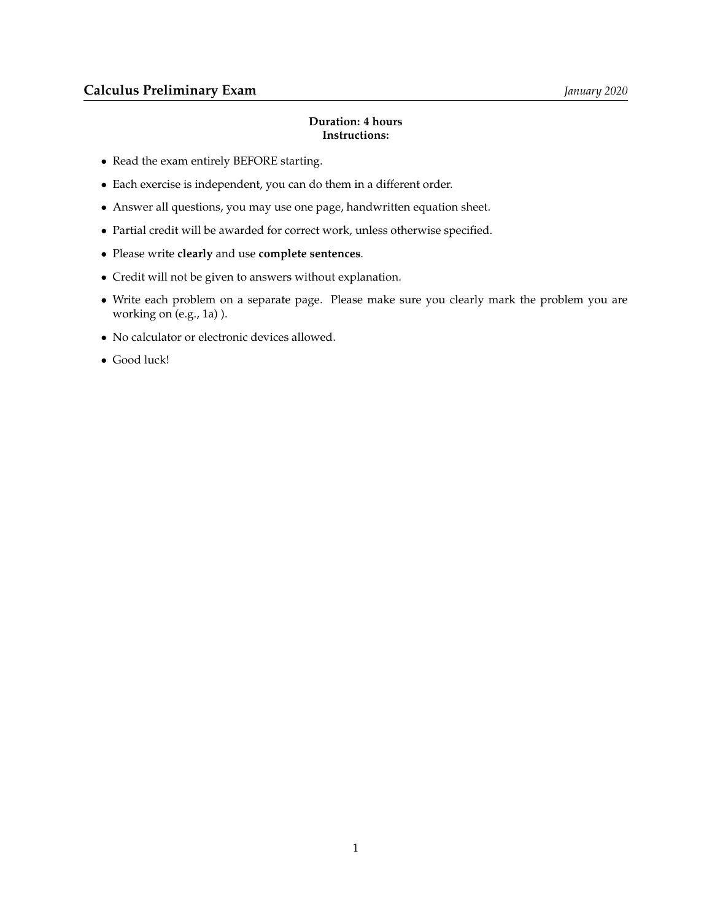# Calculus Preliminary Exam

*January 2020*

**Duration: 4 hours**
**Instructions:**

- Read the exam entirely BEFORE starting.
- Each exercise is independent, you can do them in a different order.
- Answer all questions, you may use one page, handwritten equation sheet.
- Partial credit will be awarded for correct work, unless otherwise specified.
- Please write **clearly** and use **complete sentences**.
- Credit will not be given to answers without explanation.
- Write each problem on a separate page. Please make sure you clearly mark the problem you are working on (e.g., 1a) ).
- No calculator or electronic devices allowed.
- Good luck!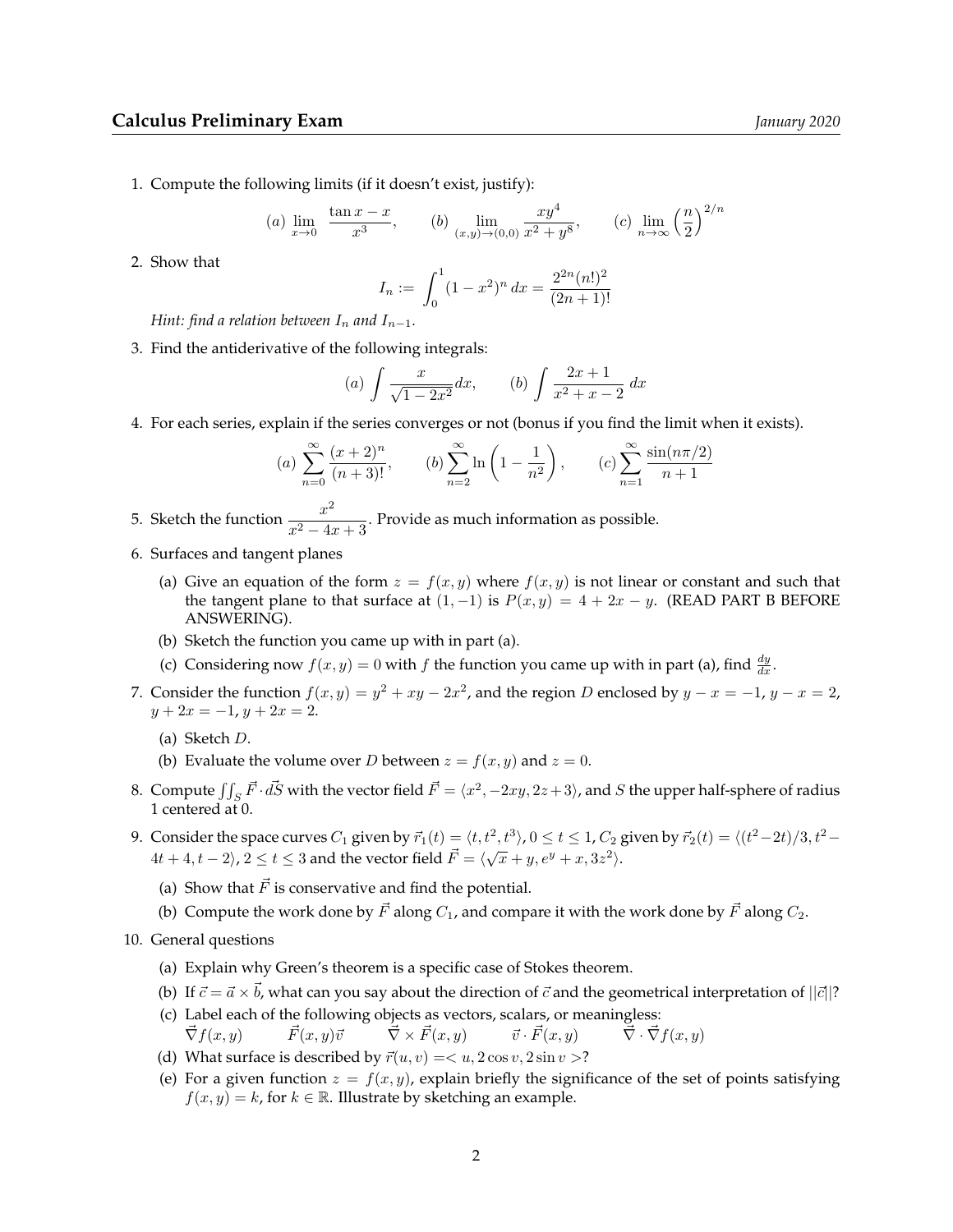## Calculus Preliminary Exam

*January 2020*

1. Compute the following limits (if it doesn't exist, justify):

$$(a) \lim_{x\to 0} \frac{\tan x - x}{x^3}, \qquad (b) \lim_{(x,y)\to(0,0)} \frac{xy^4}{x^2+y^8}, \qquad (c) \lim_{n\to\infty} \left(\frac{n}{2}\right)^{2/n}$$

2. Show that

$$I_n := \int_0^1 (1-x^2)^n \, dx = \frac{2^{2n}(n!)^2}{(2n+1)!}$$

*Hint: find a relation between $I_n$ and $I_{n-1}$.*

3. Find the antiderivative of the following integrals:

$$(a) \int \frac{x}{\sqrt{1-2x^2}} dx, \qquad (b) \int \frac{2x+1}{x^2+x-2} \, dx$$

4. For each series, explain if the series converges or not (bonus if you find the limit when it exists).

$$(a) \sum_{n=0}^{\infty} \frac{(x+2)^n}{(n+3)!}, \qquad (b) \sum_{n=2}^{\infty} \ln\left(1 - \frac{1}{n^2}\right), \qquad (c) \sum_{n=1}^{\infty} \frac{\sin(n\pi/2)}{n+1}$$

5. Sketch the function $\dfrac{x^2}{x^2-4x+3}$. Provide as much information as possible.

6. Surfaces and tangent planes

   (a) Give an equation of the form $z = f(x,y)$ where $f(x,y)$ is not linear or constant and such that the tangent plane to that surface at $(1,-1)$ is $P(x,y) = 4 + 2x - y$. (READ PART B BEFORE ANSWERING).

   (b) Sketch the function you came up with in part (a).

   (c) Considering now $f(x,y) = 0$ with $f$ the function you came up with in part (a), find $\frac{dy}{dx}$.

7. Consider the function $f(x,y) = y^2 + xy - 2x^2$, and the region $D$ enclosed by $y - x = -1$, $y - x = 2$, $y + 2x = -1$, $y + 2x = 2$.

   (a) Sketch $D$.

   (b) Evaluate the volume over $D$ between $z = f(x,y)$ and $z = 0$.

8. Compute $\iint_S \vec{F} \cdot d\vec{S}$ with the vector field $\vec{F} = \langle x^2, -2xy, 2z+3 \rangle$, and $S$ the upper half-sphere of radius 1 centered at 0.

9. Consider the space curves $C_1$ given by $\vec{r}_1(t) = \langle t, t^2, t^3 \rangle$, $0 \le t \le 1$, $C_2$ given by $\vec{r}_2(t) = \langle (t^2-2t)/3, t^2 - 4t + 4, t - 2 \rangle$, $2 \le t \le 3$ and the vector field $\vec{F} = \langle \sqrt{x} + y, e^y + x, 3z^2 \rangle$.

   (a) Show that $\vec{F}$ is conservative and find the potential.

   (b) Compute the work done by $\vec{F}$ along $C_1$, and compare it with the work done by $\vec{F}$ along $C_2$.

10. General questions

    (a) Explain why Green's theorem is a specific case of Stokes theorem.

    (b) If $\vec{c} = \vec{a} \times \vec{b}$, what can you say about the direction of $\vec{c}$ and the geometrical interpretation of $||\vec{c}||$?

    (c) Label each of the following objects as vectors, scalars, or meaningless:
    $\vec{\nabla} f(x,y) \qquad \vec{F}(x,y)\vec{v} \qquad \vec{\nabla} \times \vec{F}(x,y) \qquad \vec{v} \cdot \vec{F}(x,y) \qquad \vec{\nabla} \cdot \vec{\nabla} f(x,y)$

    (d) What surface is described by $\vec{r}(u,v) = < u, 2\cos v, 2\sin v >$?

    (e) For a given function $z = f(x,y)$, explain briefly the significance of the set of points satisfying $f(x,y) = k$, for $k \in \mathbb{R}$. Illustrate by sketching an example.